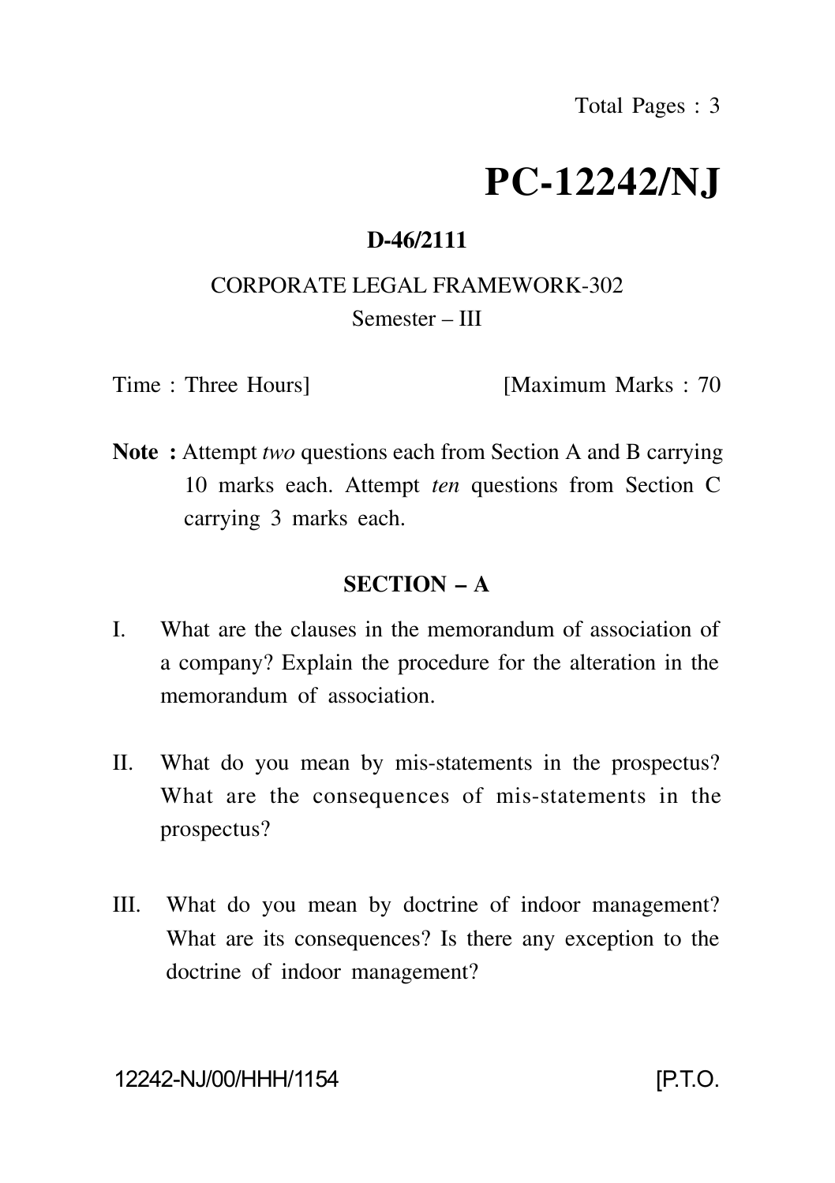Total Pages : 3

# PC-12242/NJ

**D-46/2111**

CORPORATE LEGAL FRAMEWORK-302

Semester – III

Time : Three Hours] [Maximum Marks : 70

**Note :** Attempt *two* questions each from Section A and B carrying 10 marks each. Attempt *ten* questions from Section C carrying 3 marks each.

## SECTION – A

I. What are the clauses in the memorandum of association of a company? Explain the procedure for the alteration in the memorandum of association.

II. What do you mean by mis-statements in the prospectus? What are the consequences of mis-statements in the prospectus?

III. What do you mean by doctrine of indoor management? What are its consequences? Is there any exception to the doctrine of indoor management?

12242-NJ/00/HHH/1154 [P.T.O.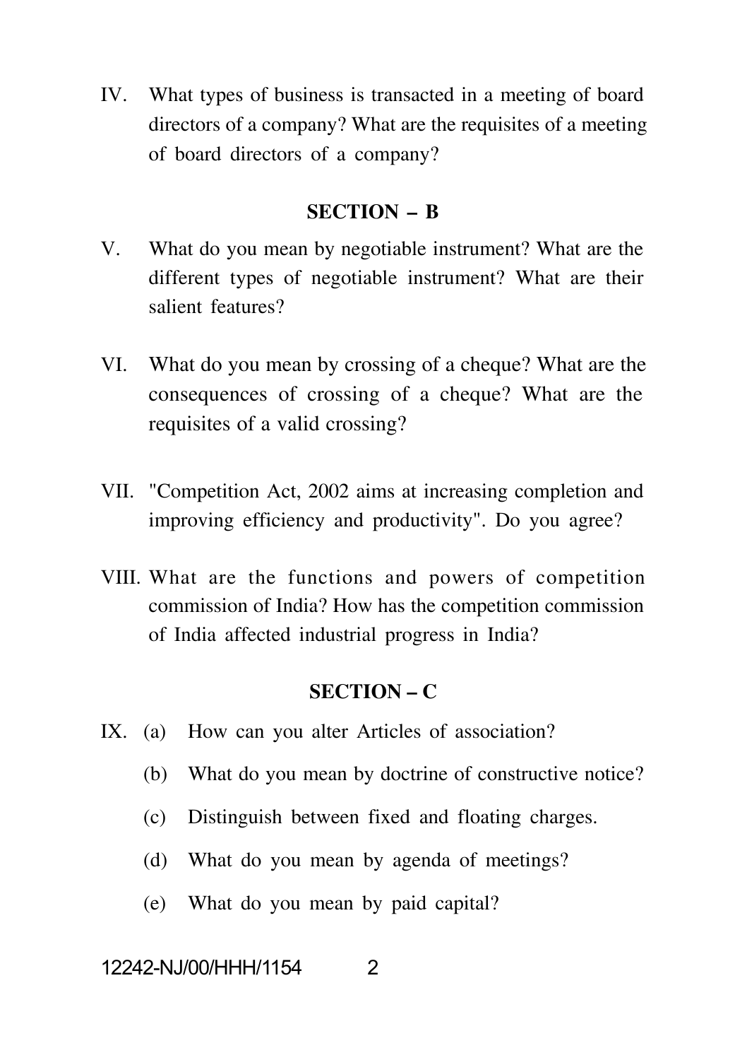IV. What types of business is transacted in a meeting of board directors of a company? What are the requisites of a meeting of board directors of a company?

## SECTION – B

V. What do you mean by negotiable instrument? What are the different types of negotiable instrument? What are their salient features?

VI. What do you mean by crossing of a cheque? What are the consequences of crossing of a cheque? What are the requisites of a valid crossing?

VII. "Competition Act, 2002 aims at increasing completion and improving efficiency and productivity". Do you agree?

VIII. What are the functions and powers of competition commission of India? How has the competition commission of India affected industrial progress in India?

## SECTION – C

IX. (a) How can you alter Articles of association?

(b) What do you mean by doctrine of constructive notice?

(c) Distinguish between fixed and floating charges.

(d) What do you mean by agenda of meetings?

(e) What do you mean by paid capital?

12242-NJ/00/HHH/1154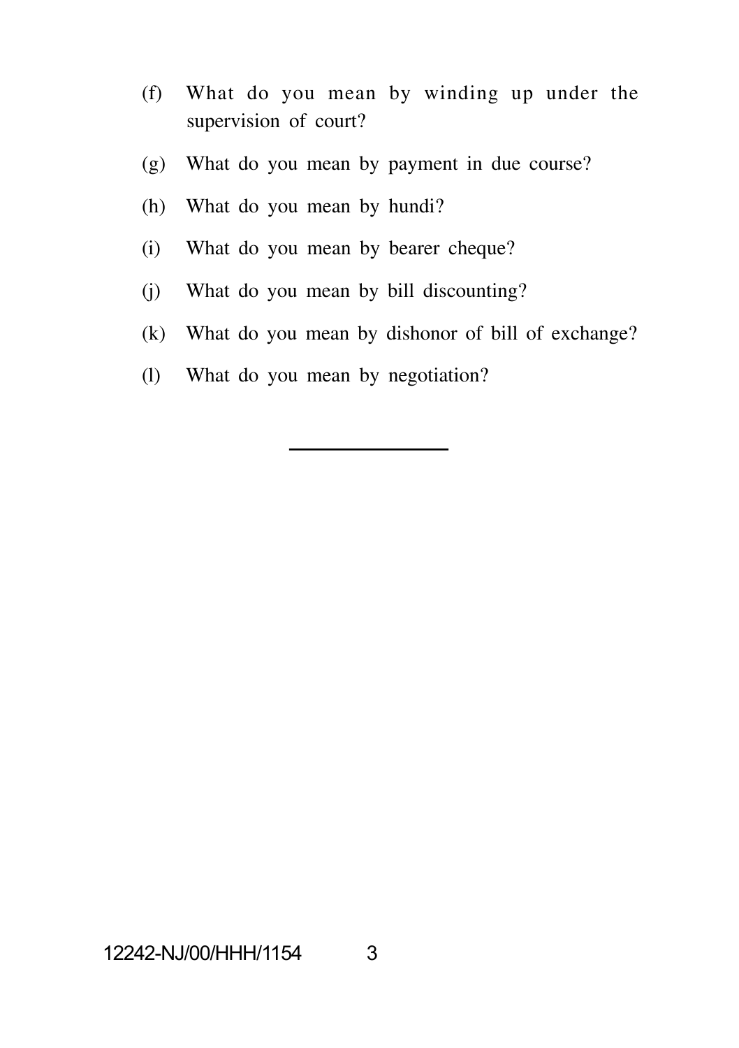(f) What do you mean by winding up under the supervision of court?

(g) What do you mean by payment in due course?

(h) What do you mean by hundi?

(i) What do you mean by bearer cheque?

(j) What do you mean by bill discounting?

(k) What do you mean by dishonor of bill of exchange?

(l) What do you mean by negotiation?

---

12242-NJ/00/HHH/1154